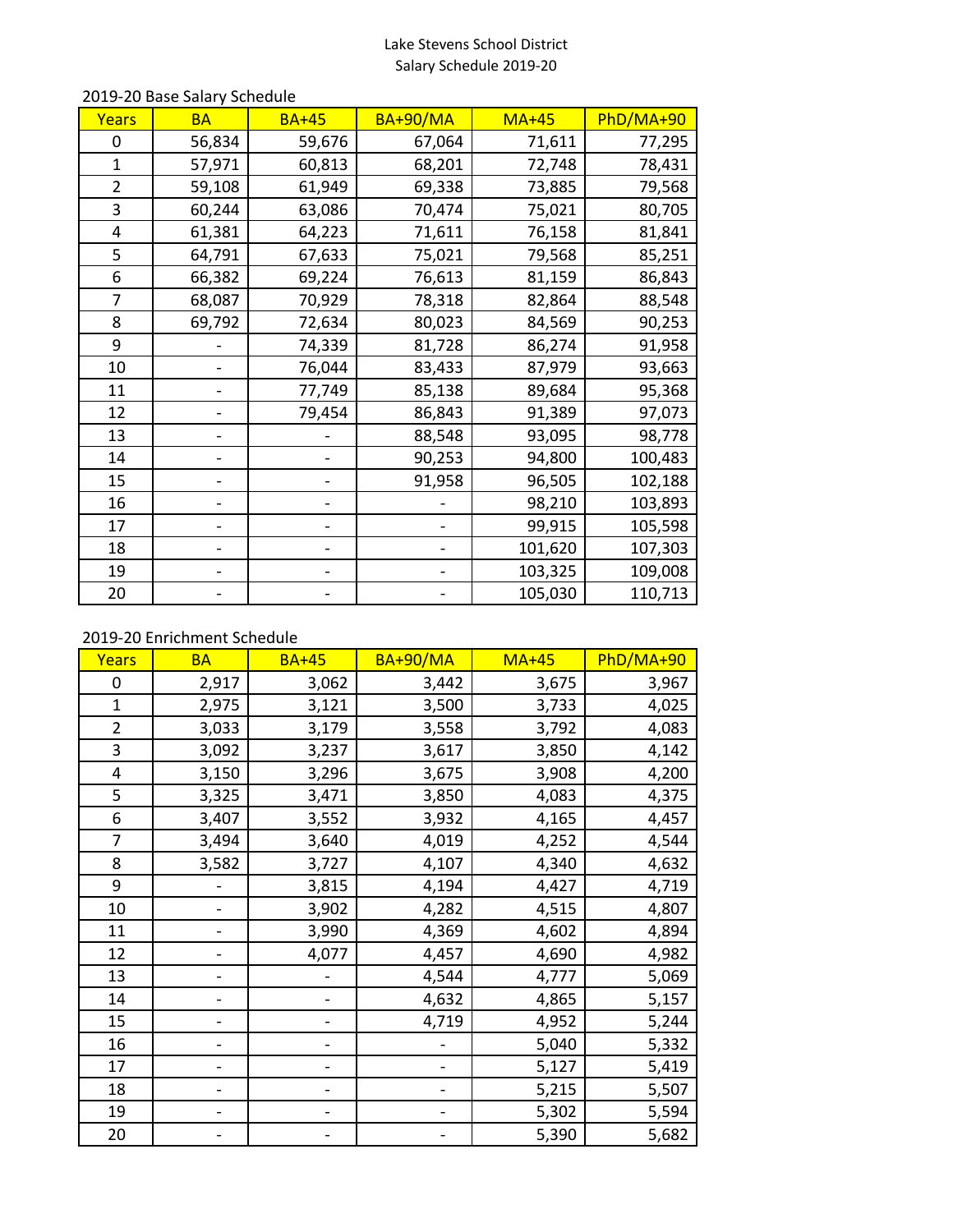# Lake Stevens School District

## Salary Schedule 2019-20

### 2019-20 Base Salary Schedule

| Years | BA | BA+45 | BA+90/MA | MA+45 | PhD/MA+90 |
|---|---|---|---|---|---|
| 0 | 56,834 | 59,676 | 67,064 | 71,611 | 77,295 |
| 1 | 57,971 | 60,813 | 68,201 | 72,748 | 78,431 |
| 2 | 59,108 | 61,949 | 69,338 | 73,885 | 79,568 |
| 3 | 60,244 | 63,086 | 70,474 | 75,021 | 80,705 |
| 4 | 61,381 | 64,223 | 71,611 | 76,158 | 81,841 |
| 5 | 64,791 | 67,633 | 75,021 | 79,568 | 85,251 |
| 6 | 66,382 | 69,224 | 76,613 | 81,159 | 86,843 |
| 7 | 68,087 | 70,929 | 78,318 | 82,864 | 88,548 |
| 8 | 69,792 | 72,634 | 80,023 | 84,569 | 90,253 |
| 9 | - | 74,339 | 81,728 | 86,274 | 91,958 |
| 10 | - | 76,044 | 83,433 | 87,979 | 93,663 |
| 11 | - | 77,749 | 85,138 | 89,684 | 95,368 |
| 12 | - | 79,454 | 86,843 | 91,389 | 97,073 |
| 13 | - | - | 88,548 | 93,095 | 98,778 |
| 14 | - | - | 90,253 | 94,800 | 100,483 |
| 15 | - | - | 91,958 | 96,505 | 102,188 |
| 16 | - | - | - | 98,210 | 103,893 |
| 17 | - | - | - | 99,915 | 105,598 |
| 18 | - | - | - | 101,620 | 107,303 |
| 19 | - | - | - | 103,325 | 109,008 |
| 20 | - | - | - | 105,030 | 110,713 |

### 2019-20 Enrichment Schedule

| Years | BA | BA+45 | BA+90/MA | MA+45 | PhD/MA+90 |
|---|---|---|---|---|---|
| 0 | 2,917 | 3,062 | 3,442 | 3,675 | 3,967 |
| 1 | 2,975 | 3,121 | 3,500 | 3,733 | 4,025 |
| 2 | 3,033 | 3,179 | 3,558 | 3,792 | 4,083 |
| 3 | 3,092 | 3,237 | 3,617 | 3,850 | 4,142 |
| 4 | 3,150 | 3,296 | 3,675 | 3,908 | 4,200 |
| 5 | 3,325 | 3,471 | 3,850 | 4,083 | 4,375 |
| 6 | 3,407 | 3,552 | 3,932 | 4,165 | 4,457 |
| 7 | 3,494 | 3,640 | 4,019 | 4,252 | 4,544 |
| 8 | 3,582 | 3,727 | 4,107 | 4,340 | 4,632 |
| 9 | - | 3,815 | 4,194 | 4,427 | 4,719 |
| 10 | - | 3,902 | 4,282 | 4,515 | 4,807 |
| 11 | - | 3,990 | 4,369 | 4,602 | 4,894 |
| 12 | - | 4,077 | 4,457 | 4,690 | 4,982 |
| 13 | - | - | 4,544 | 4,777 | 5,069 |
| 14 | - | - | 4,632 | 4,865 | 5,157 |
| 15 | - | - | 4,719 | 4,952 | 5,244 |
| 16 | - | - | - | 5,040 | 5,332 |
| 17 | - | - | - | 5,127 | 5,419 |
| 18 | - | - | - | 5,215 | 5,507 |
| 19 | - | - | - | 5,302 | 5,594 |
| 20 | - | - | - | 5,390 | 5,682 |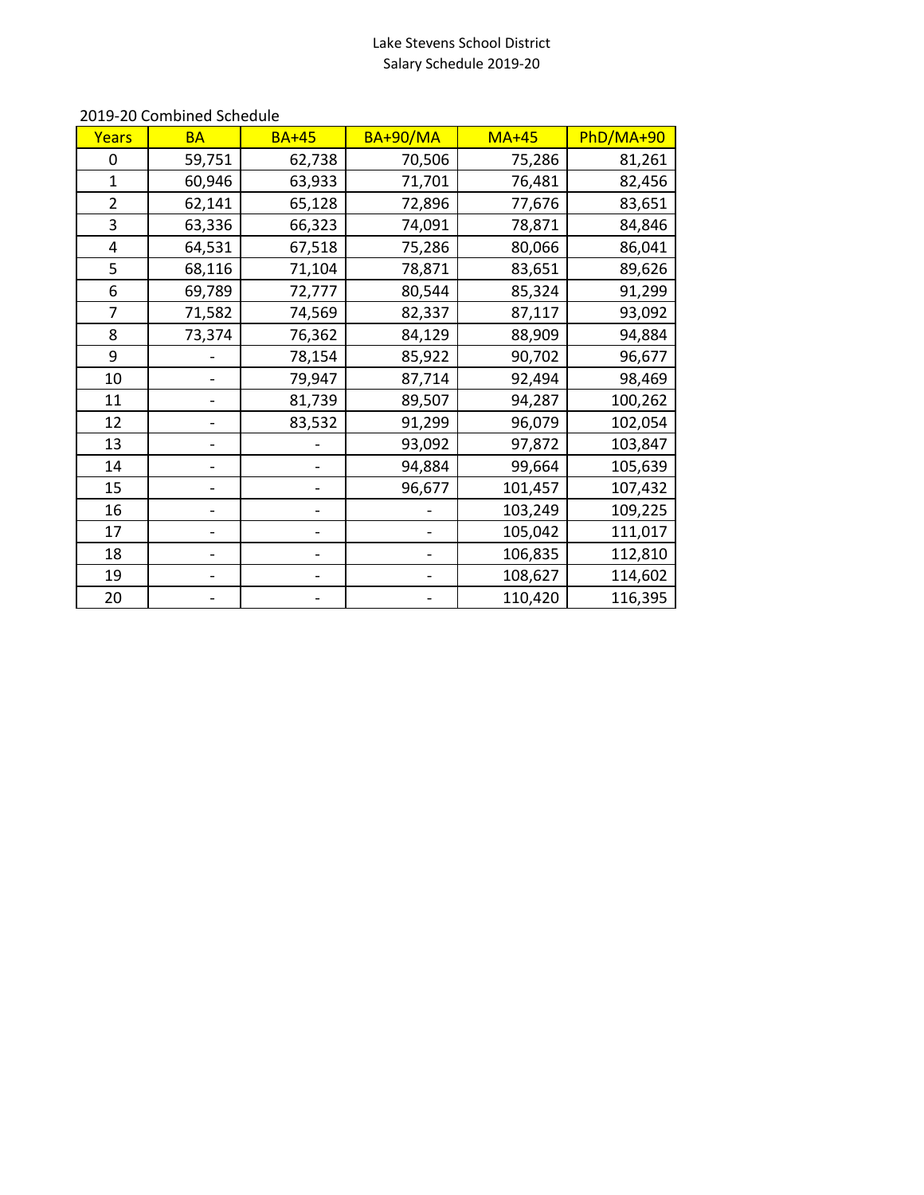Lake Stevens School District
Salary Schedule 2019-20

2019-20 Combined Schedule

| Years | BA | BA+45 | BA+90/MA | MA+45 | PhD/MA+90 |
|---|---|---|---|---|---|
| 0 | 59,751 | 62,738 | 70,506 | 75,286 | 81,261 |
| 1 | 60,946 | 63,933 | 71,701 | 76,481 | 82,456 |
| 2 | 62,141 | 65,128 | 72,896 | 77,676 | 83,651 |
| 3 | 63,336 | 66,323 | 74,091 | 78,871 | 84,846 |
| 4 | 64,531 | 67,518 | 75,286 | 80,066 | 86,041 |
| 5 | 68,116 | 71,104 | 78,871 | 83,651 | 89,626 |
| 6 | 69,789 | 72,777 | 80,544 | 85,324 | 91,299 |
| 7 | 71,582 | 74,569 | 82,337 | 87,117 | 93,092 |
| 8 | 73,374 | 76,362 | 84,129 | 88,909 | 94,884 |
| 9 | - | 78,154 | 85,922 | 90,702 | 96,677 |
| 10 | - | 79,947 | 87,714 | 92,494 | 98,469 |
| 11 | - | 81,739 | 89,507 | 94,287 | 100,262 |
| 12 | - | 83,532 | 91,299 | 96,079 | 102,054 |
| 13 | - | - | 93,092 | 97,872 | 103,847 |
| 14 | - | - | 94,884 | 99,664 | 105,639 |
| 15 | - | - | 96,677 | 101,457 | 107,432 |
| 16 | - | - | - | 103,249 | 109,225 |
| 17 | - | - | - | 105,042 | 111,017 |
| 18 | - | - | - | 106,835 | 112,810 |
| 19 | - | - | - | 108,627 | 114,602 |
| 20 | - | - | - | 110,420 | 116,395 |